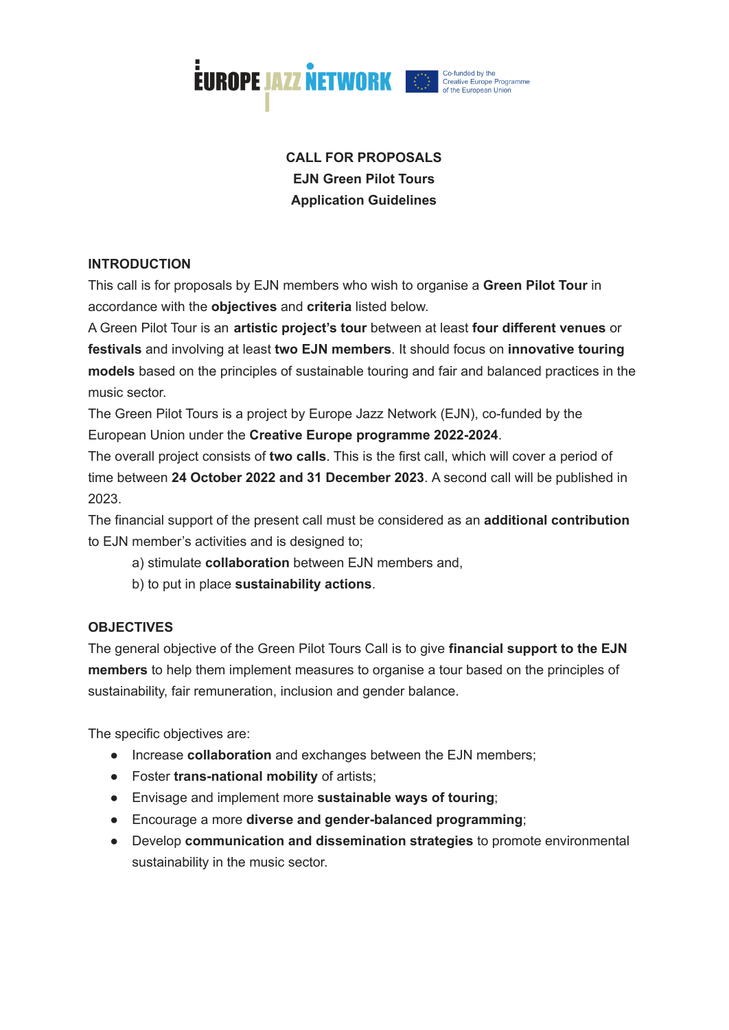EUROPE JAZZ NETWORK

Co-funded by the Creative Europe Programme of the European Union

# CALL FOR PROPOSALS
# EJN Green Pilot Tours
# Application Guidelines

## INTRODUCTION

This call is for proposals by EJN members who wish to organise a **Green Pilot Tour** in accordance with the **objectives** and **criteria** listed below.

A Green Pilot Tour is an **artistic project's tour** between at least **four different venues** or **festivals** and involving at least **two EJN members**. It should focus on **innovative touring models** based on the principles of sustainable touring and fair and balanced practices in the music sector.

The Green Pilot Tours is a project by Europe Jazz Network (EJN), co-funded by the European Union under the **Creative Europe programme 2022-2024**.

The overall project consists of **two calls**. This is the first call, which will cover a period of time between **24 October 2022 and 31 December 2023**. A second call will be published in 2023.

The financial support of the present call must be considered as an **additional contribution** to EJN member's activities and is designed to;

a) stimulate **collaboration** between EJN members and,

b) to put in place **sustainability actions**.

## OBJECTIVES

The general objective of the Green Pilot Tours Call is to give **financial support to the EJN members** to help them implement measures to organise a tour based on the principles of sustainability, fair remuneration, inclusion and gender balance.

The specific objectives are:

- Increase **collaboration** and exchanges between the EJN members;
- Foster **trans-national mobility** of artists;
- Envisage and implement more **sustainable ways of touring**;
- Encourage a more **diverse and gender-balanced programming**;
- Develop **communication and dissemination strategies** to promote environmental sustainability in the music sector.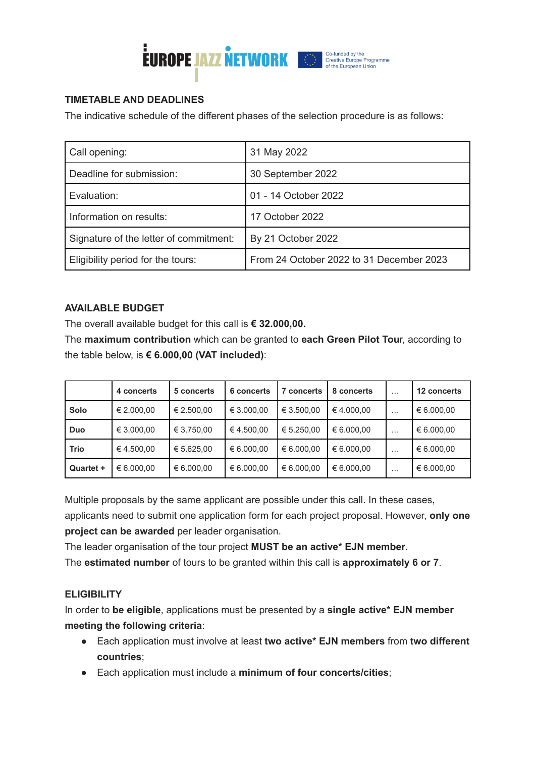## TIMETABLE AND DEADLINES

The indicative schedule of the different phases of the selection procedure is as follows:

| | |
|---|---|
| Call opening: | 31 May 2022 |
| Deadline for submission: | 30 September 2022 |
| Evaluation: | 01 - 14 October 2022 |
| Information on results: | 17 October 2022 |
| Signature of the letter of commitment: | By 21 October 2022 |
| Eligibility period for the tours: | From 24 October 2022 to 31 December 2023 |

## AVAILABLE BUDGET

The overall available budget for this call is **€ 32.000,00.**

The **maximum contribution** which can be granted to **each Green Pilot Tou**r, according to the table below, is **€ 6.000,00 (VAT included)**:

| | **4 concerts** | **5 concerts** | **6 concerts** | **7 concerts** | **8 concerts** | … | **12 concerts** |
|---|---|---|---|---|---|---|---|
| **Solo** | € 2.000,00 | € 2.500,00 | € 3.000,00 | € 3.500,00 | € 4.000,00 | … | € 6.000,00 |
| **Duo** | € 3.000,00 | € 3.750,00 | € 4.500,00 | € 5.250,00 | € 6.000,00 | … | € 6.000,00 |
| **Trio** | € 4.500,00 | € 5.625,00 | € 6.000,00 | € 6.000,00 | € 6.000,00 | … | € 6.000,00 |
| **Quartet +** | € 6.000,00 | € 6.000,00 | € 6.000,00 | € 6.000,00 | € 6.000,00 | … | € 6.000,00 |

Multiple proposals by the same applicant are possible under this call. In these cases, applicants need to submit one application form for each project proposal. However, **only one project can be awarded** per leader organisation.

The leader organisation of the tour project **MUST be an active* EJN member**.

The **estimated number** of tours to be granted within this call is **approximately 6 or 7**.

## ELIGIBILITY

In order to **be eligible**, applications must be presented by a **single active* EJN member meeting the following criteria**:

- Each application must involve at least **two active* EJN members** from **two different countries**;
- Each application must include a **minimum of four concerts/cities**;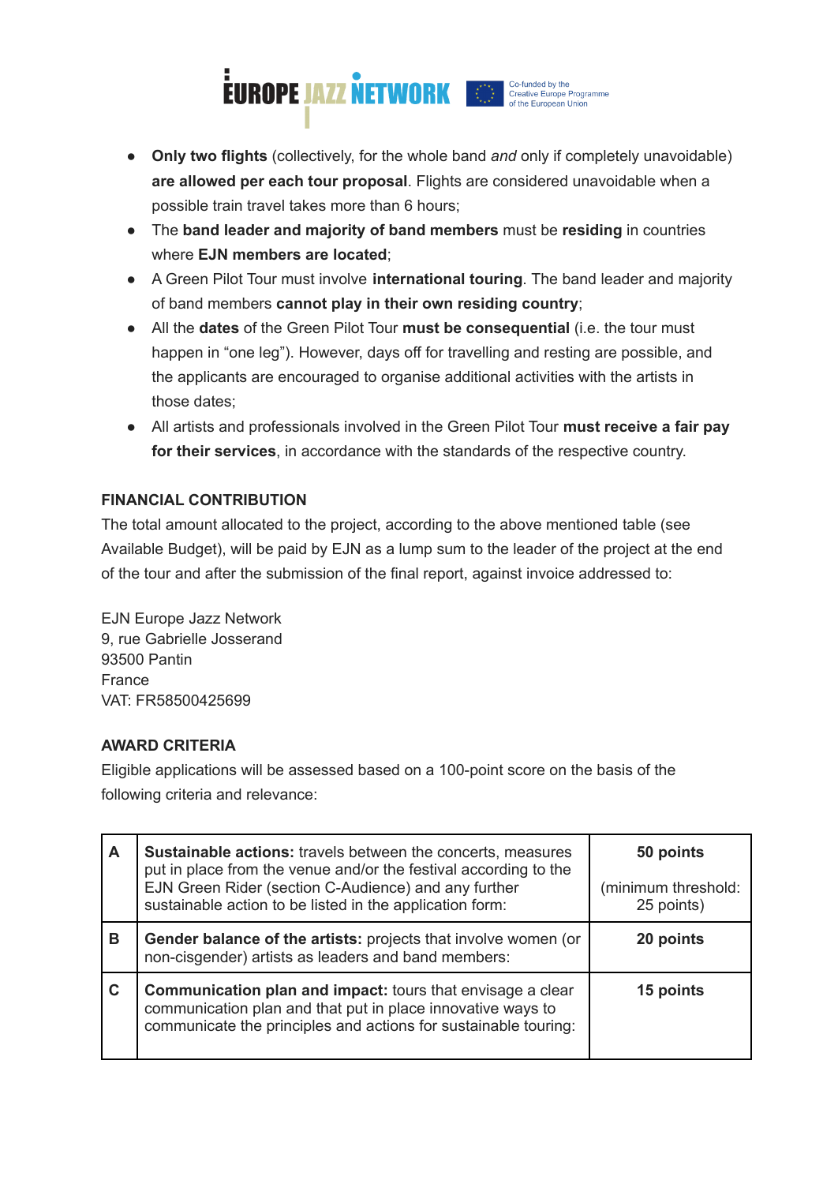- **Only two flights** (collectively, for the whole band *and* only if completely unavoidable) **are allowed per each tour proposal**. Flights are considered unavoidable when a possible train travel takes more than 6 hours;
- The **band leader and majority of band members** must be **residing** in countries where **EJN members are located**;
- A Green Pilot Tour must involve **international touring**. The band leader and majority of band members **cannot play in their own residing country**;
- All the **dates** of the Green Pilot Tour **must be consequential** (i.e. the tour must happen in "one leg"). However, days off for travelling and resting are possible, and the applicants are encouraged to organise additional activities with the artists in those dates;
- All artists and professionals involved in the Green Pilot Tour **must receive a fair pay for their services**, in accordance with the standards of the respective country.

**FINANCIAL CONTRIBUTION**

The total amount allocated to the project, according to the above mentioned table (see Available Budget), will be paid by EJN as a lump sum to the leader of the project at the end of the tour and after the submission of the final report, against invoice addressed to:

EJN Europe Jazz Network
9, rue Gabrielle Josserand
93500 Pantin
France
VAT: FR58500425699

**AWARD CRITERIA**

Eligible applications will be assessed based on a 100-point score on the basis of the following criteria and relevance:

| | | |
|---|---|---|
| **A** | **Sustainable actions:** travels between the concerts, measures put in place from the venue and/or the festival according to the EJN Green Rider (section C-Audience) and any further sustainable action to be listed in the application form: | **50 points** (minimum threshold: 25 points) |
| **B** | **Gender balance of the artists:** projects that involve women (or non-cisgender) artists as leaders and band members: | **20 points** |
| **C** | **Communication plan and impact:** tours that envisage a clear communication plan and that put in place innovative ways to communicate the principles and actions for sustainable touring: | **15 points** |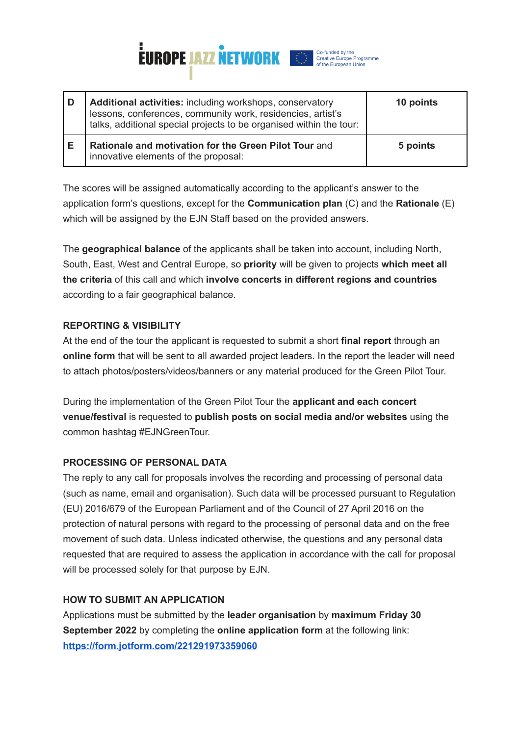| D | **Additional activities:** including workshops, conservatory lessons, conferences, community work, residencies, artist's talks, additional special projects to be organised within the tour: | **10 points** |
|---|---|---|
| E | **Rationale and motivation for the Green Pilot Tour** and innovative elements of the proposal: | **5 points** |

The scores will be assigned automatically according to the applicant's answer to the application form's questions, except for the **Communication plan** (C) and the **Rationale** (E) which will be assigned by the EJN Staff based on the provided answers.

The **geographical balance** of the applicants shall be taken into account, including North, South, East, West and Central Europe, so **priority** will be given to projects **which meet all the criteria** of this call and which **involve concerts in different regions and countries** according to a fair geographical balance.

**REPORTING & VISIBILITY**

At the end of the tour the applicant is requested to submit a short **final report** through an **online form** that will be sent to all awarded project leaders. In the report the leader will need to attach photos/posters/videos/banners or any material produced for the Green Pilot Tour.

During the implementation of the Green Pilot Tour the **applicant and each concert venue/festival** is requested to **publish posts on social media and/or websites** using the common hashtag #EJNGreenTour.

**PROCESSING OF PERSONAL DATA**

The reply to any call for proposals involves the recording and processing of personal data (such as name, email and organisation). Such data will be processed pursuant to Regulation (EU) 2016/679 of the European Parliament and of the Council of 27 April 2016 on the protection of natural persons with regard to the processing of personal data and on the free movement of such data. Unless indicated otherwise, the questions and any personal data requested that are required to assess the application in accordance with the call for proposal will be processed solely for that purpose by EJN.

**HOW TO SUBMIT AN APPLICATION**

Applications must be submitted by the **leader organisation** by **maximum Friday 30 September 2022** by completing the **online application form** at the following link: [https://form.jotform.com/221291973359060](https://form.jotform.com/221291973359060)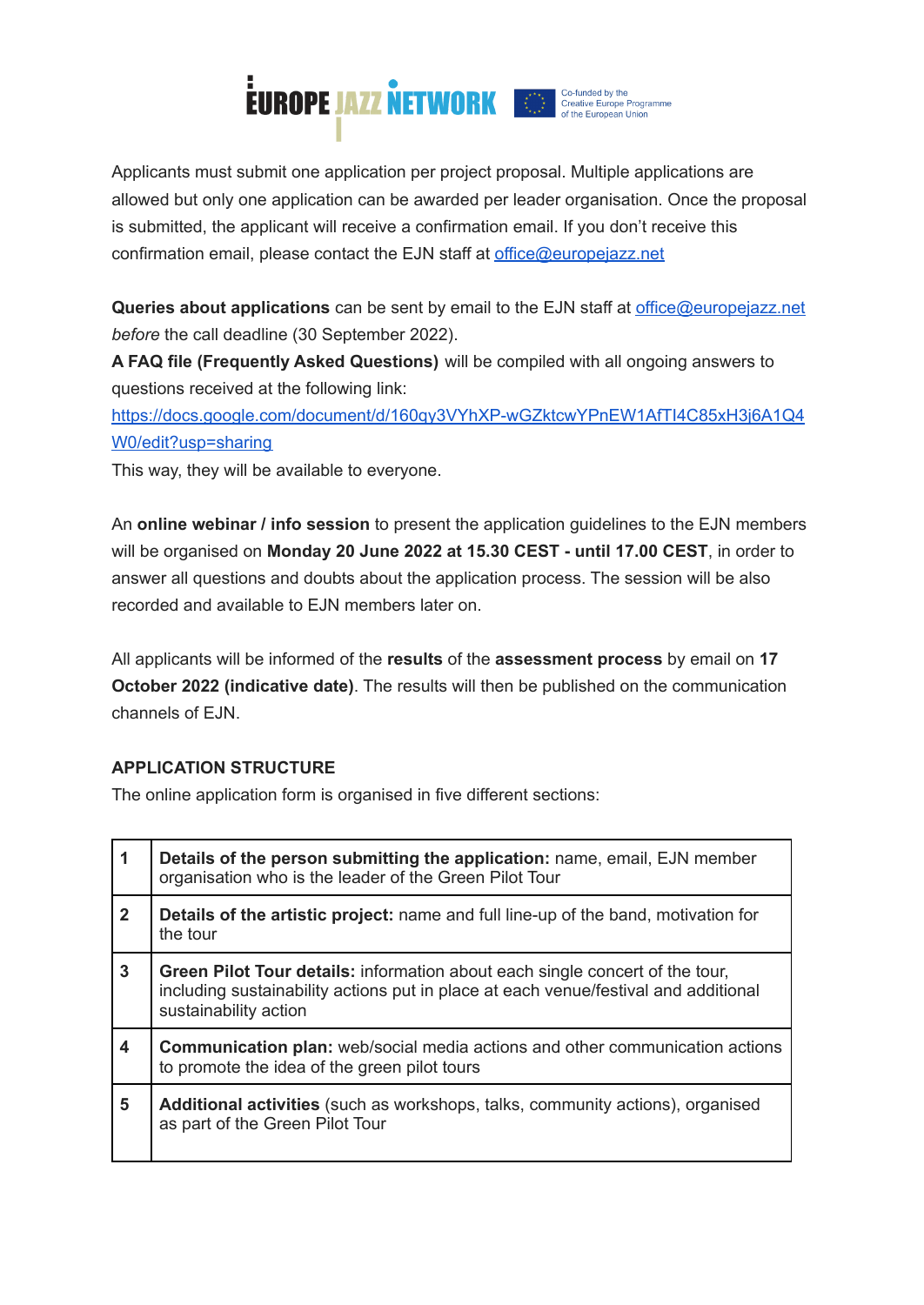Applicants must submit one application per project proposal. Multiple applications are allowed but only one application can be awarded per leader organisation. Once the proposal is submitted, the applicant will receive a confirmation email. If you don't receive this confirmation email, please contact the EJN staff at office@europejazz.net

**Queries about applications** can be sent by email to the EJN staff at office@europejazz.net *before* the call deadline (30 September 2022).
**A FAQ file (Frequently Asked Questions)** will be compiled with all ongoing answers to questions received at the following link:
https://docs.google.com/document/d/160qy3VYhXP-wGZktcwYPnEW1AfTI4C85xH3j6A1Q4W0/edit?usp=sharing
This way, they will be available to everyone.

An **online webinar / info session** to present the application guidelines to the EJN members will be organised on **Monday 20 June 2022 at 15.30 CEST - until 17.00 CEST**, in order to answer all questions and doubts about the application process. The session will be also recorded and available to EJN members later on.

All applicants will be informed of the **results** of the **assessment process** by email on **17 October 2022 (indicative date)**. The results will then be published on the communication channels of EJN.

## APPLICATION STRUCTURE

The online application form is organised in five different sections:

| | |
|---|---|
| **1** | **Details of the person submitting the application:** name, email, EJN member organisation who is the leader of the Green Pilot Tour |
| **2** | **Details of the artistic project:** name and full line-up of the band, motivation for the tour |
| **3** | **Green Pilot Tour details:** information about each single concert of the tour, including sustainability actions put in place at each venue/festival and additional sustainability action |
| **4** | **Communication plan:** web/social media actions and other communication actions to promote the idea of the green pilot tours |
| **5** | **Additional activities** (such as workshops, talks, community actions), organised as part of the Green Pilot Tour |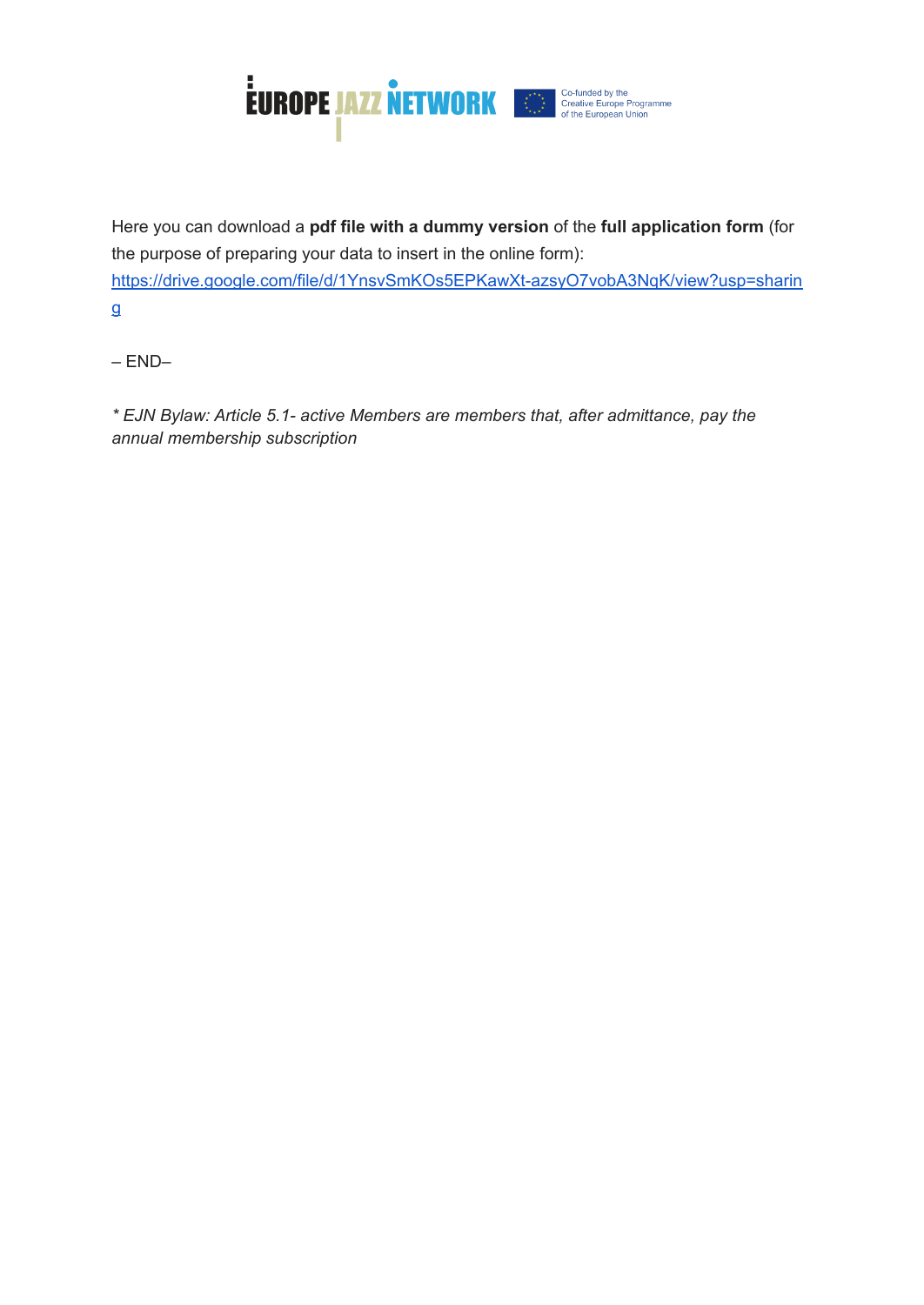Here you can download a **pdf file with a dummy version** of the **full application form** (for the purpose of preparing your data to insert in the online form):
https://drive.google.com/file/d/1YnsvSmKOs5EPKawXt-azsyO7vobA3NqK/view?usp=sharing

– END–

*\* EJN Bylaw: Article 5.1- active Members are members that, after admittance, pay the annual membership subscription*